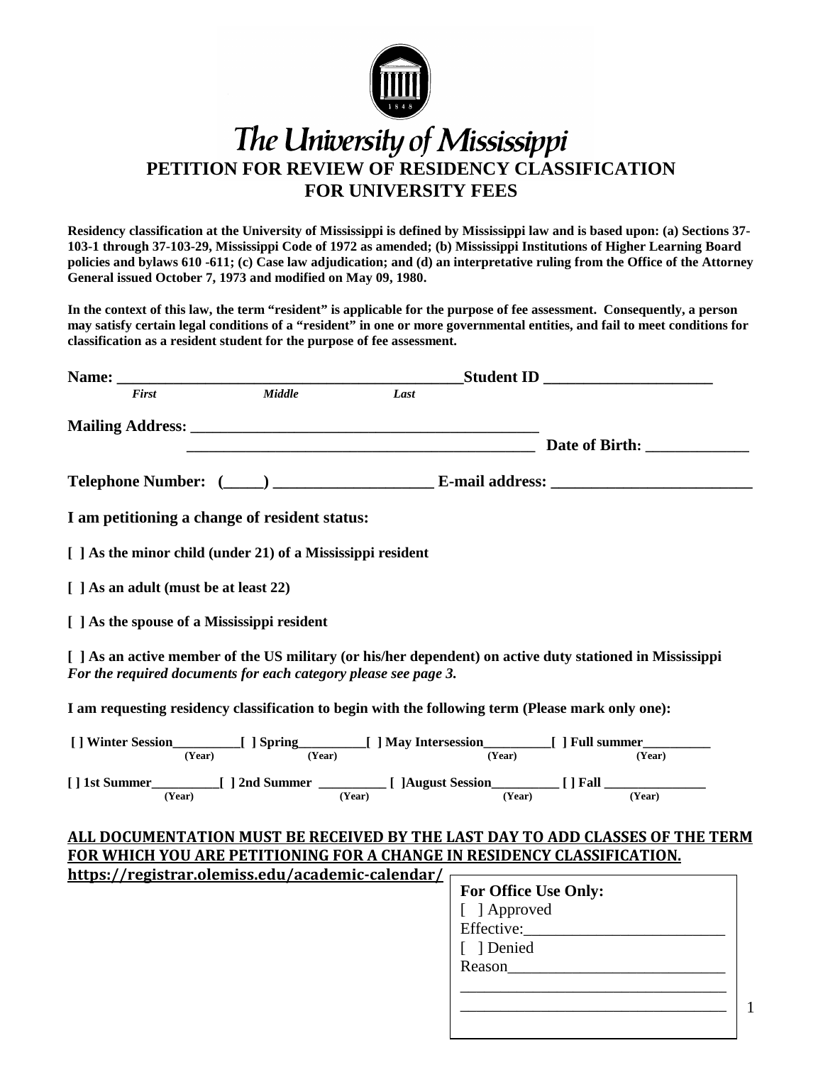# The University of Mississippi

## PETITION FOR REVIEW OF RESIDENCY CLASSIFICATION FOR UNIVERSITY FEES

**Residency classification at the University of Mississippi is defined by Mississippi law and is based upon: (a) Sections 37-103-1 through 37-103-29, Mississippi Code of 1972 as amended; (b) Mississippi Institutions of Higher Learning Board policies and bylaws 610 -611; (c) Case law adjudication; and (d) an interpretative ruling from the Office of the Attorney General issued October 7, 1973 and modified on May 09, 1980.**

**In the context of this law, the term "resident" is applicable for the purpose of fee assessment. Consequently, a person may satisfy certain legal conditions of a "resident" in one or more governmental entities, and fail to meet conditions for classification as a resident student for the purpose of fee assessment.**

**Name:** ___________________________________________ **Student ID** _____________________
*First* *Middle* *Last*

**Mailing Address:** ____________________________________________
____________________________________________ **Date of Birth:** _____________

**Telephone Number:** (_____) ___________________ **E-mail address:** _________________________

**I am petitioning a change of resident status:**

**[ ] As the minor child (under 21) of a Mississippi resident**

**[ ] As an adult (must be at least 22)**

**[ ] As the spouse of a Mississippi resident**

**[ ] As an active member of the US military (or his/her dependent) on active duty stationed in Mississippi**
***For the required documents for each category please see page 3.***

**I am requesting residency classification to begin with the following term (Please mark only one):**

**[ ] Winter Session__________ (Year) [ ] Spring__________ (Year) [ ] May Intersession__________ (Year) [ ] Full summer__________ (Year)**

**[ ] 1st Summer__________ (Year) [ ] 2nd Summer __________ (Year) [ ] August Session__________ (Year) [ ] Fall _______________ (Year)**

**ALL DOCUMENTATION MUST BE RECEIVED BY THE LAST DAY TO ADD CLASSES OF THE TERM FOR WHICH YOU ARE PETITIONING FOR A CHANGE IN RESIDENCY CLASSIFICATION.**
**https://registrar.olemiss.edu/academic-calendar/**

**For Office Use Only:**
[ ] Approved
Effective:________________________
[ ] Denied
Reason__________________________
________________________________
________________________________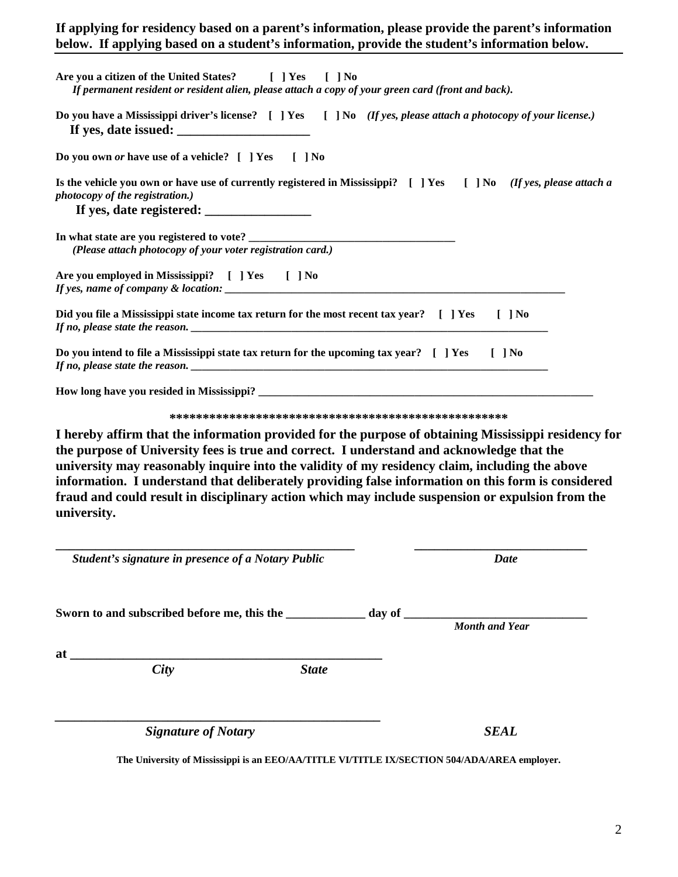**If applying for residency based on a parent's information, please provide the parent's information below. If applying based on a student's information, provide the student's information below.**

---

**Are you a citizen of the United States?** [ ] Yes [ ] No
*If permanent resident or resident alien, please attach a copy of your green card (front and back).*

**Do you have a Mississippi driver's license?** [ ] Yes [ ] No *(If yes, please attach a photocopy of your license.)*
**If yes, date issued: ____________________**

**Do you own *or* have use of a vehicle?** [ ] Yes [ ] No

**Is the vehicle you own or have use of currently registered in Mississippi?** [ ] Yes [ ] No *(If yes, please attach a photocopy of the registration.)*
**If yes, date registered: ________________**

**In what state are you registered to vote? ____________________________________**
*(Please attach photocopy of your voter registration card.)*

**Are you employed in Mississippi?** [ ] Yes [ ] No
*If yes, name of company & location: ______________________________________________________________*

**Did you file a Mississippi state income tax return for the most recent tax year?** [ ] Yes [ ] No
*If no, please state the reason. __________________________________________________________________*

**Do you intend to file a Mississippi state tax return for the upcoming tax year?** [ ] Yes [ ] No
*If no, please state the reason. __________________________________________________________________*

**How long have you resided in Mississippi? ______________________________________________________________**

****************************************************

**I hereby affirm that the information provided for the purpose of obtaining Mississippi residency for the purpose of University fees is true and correct. I understand and acknowledge that the university may reasonably inquire into the validity of my residency claim, including the above information. I understand that deliberately providing false information on this form is considered fraud and could result in disciplinary action which may include suspension or expulsion from the university.**

_______________________________________________ ___________________________
***Student's signature in presence of a Notary Public*** ***Date***

**Sworn to and subscribed before me, this the _____________ day of ______________________________**
***Month and Year***

**at __________________________________________________**
***City*** ***State***

__________________________________________________
***Signature of Notary*** ***SEAL***

**The University of Mississippi is an EEO/AA/TITLE VI/TITLE IX/SECTION 504/ADA/AREA employer.**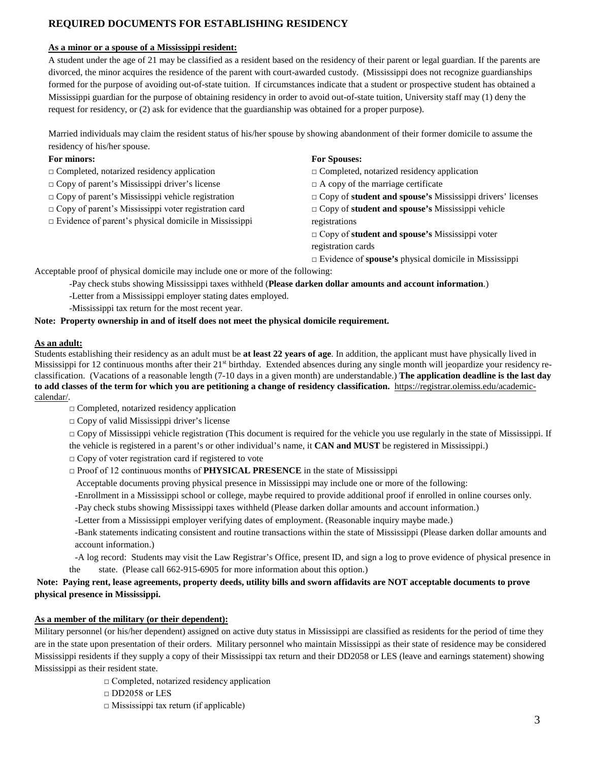## REQUIRED DOCUMENTS FOR ESTABLISHING RESIDENCY

**As a minor or a spouse of a Mississippi resident:**

A student under the age of 21 may be classified as a resident based on the residency of their parent or legal guardian. If the parents are divorced, the minor acquires the residence of the parent with court-awarded custody. (Mississippi does not recognize guardianships formed for the purpose of avoiding out-of-state tuition. If circumstances indicate that a student or prospective student has obtained a Mississippi guardian for the purpose of obtaining residency in order to avoid out-of-state tuition, University staff may (1) deny the request for residency, or (2) ask for evidence that the guardianship was obtained for a proper purpose).

Married individuals may claim the resident status of his/her spouse by showing abandonment of their former domicile to assume the residency of his/her spouse.

**For minors:**

- □ Completed, notarized residency application
- □ Copy of parent's Mississippi driver's license
- □ Copy of parent's Mississippi vehicle registration
- □ Copy of parent's Mississippi voter registration card
- □ Evidence of parent's physical domicile in Mississippi

**For Spouses:**

- □ Completed, notarized residency application
- □ A copy of the marriage certificate
- □ Copy of **student and spouse's** Mississippi drivers' licenses
- □ Copy of **student and spouse's** Mississippi vehicle registrations
- □ Copy of **student and spouse's** Mississippi voter registration cards
- □ Evidence of **spouse's** physical domicile in Mississippi

Acceptable proof of physical domicile may include one or more of the following:

-Pay check stubs showing Mississippi taxes withheld (**Please darken dollar amounts and account information**.)

-Letter from a Mississippi employer stating dates employed.

-Mississippi tax return for the most recent year.

**Note: Property ownership in and of itself does not meet the physical domicile requirement.**

**As an adult:**

Students establishing their residency as an adult must be **at least 22 years of age**. In addition, the applicant must have physically lived in Mississippi for 12 continuous months after their 21st birthday. Extended absences during any single month will jeopardize your residency re-classification. (Vacations of a reasonable length (7-10 days in a given month) are understandable.) **The application deadline is the last day to add classes of the term for which you are petitioning a change of residency classification.** https://registrar.olemiss.edu/academic-calendar/.

- □ Completed, notarized residency application
- □ Copy of valid Mississippi driver's license
- □ Copy of Mississippi vehicle registration (This document is required for the vehicle you use regularly in the state of Mississippi. If the vehicle is registered in a parent's or other individual's name, it **CAN and MUST** be registered in Mississippi.)
- □ Copy of voter registration card if registered to vote
- □ Proof of 12 continuous months of **PHYSICAL PRESENCE** in the state of Mississippi

Acceptable documents proving physical presence in Mississippi may include one or more of the following:

-Enrollment in a Mississippi school or college, maybe required to provide additional proof if enrolled in online courses only.

-Pay check stubs showing Mississippi taxes withheld (Please darken dollar amounts and account information.)

-Letter from a Mississippi employer verifying dates of employment. (Reasonable inquiry maybe made.)

-Bank statements indicating consistent and routine transactions within the state of Mississippi (Please darken dollar amounts and account information.)

-A log record: Students may visit the Law Registrar's Office, present ID, and sign a log to prove evidence of physical presence in the state. (Please call 662-915-6905 for more information about this option.)

**Note: Paying rent, lease agreements, property deeds, utility bills and sworn affidavits are NOT acceptable documents to prove physical presence in Mississippi.**

**As a member of the military (or their dependent):**

Military personnel (or his/her dependent) assigned on active duty status in Mississippi are classified as residents for the period of time they are in the state upon presentation of their orders. Military personnel who maintain Mississippi as their state of residence may be considered Mississippi residents if they supply a copy of their Mississippi tax return and their DD2058 or LES (leave and earnings statement) showing Mississippi as their resident state.

- □ Completed, notarized residency application
- □ DD2058 or LES
- □ Mississippi tax return (if applicable)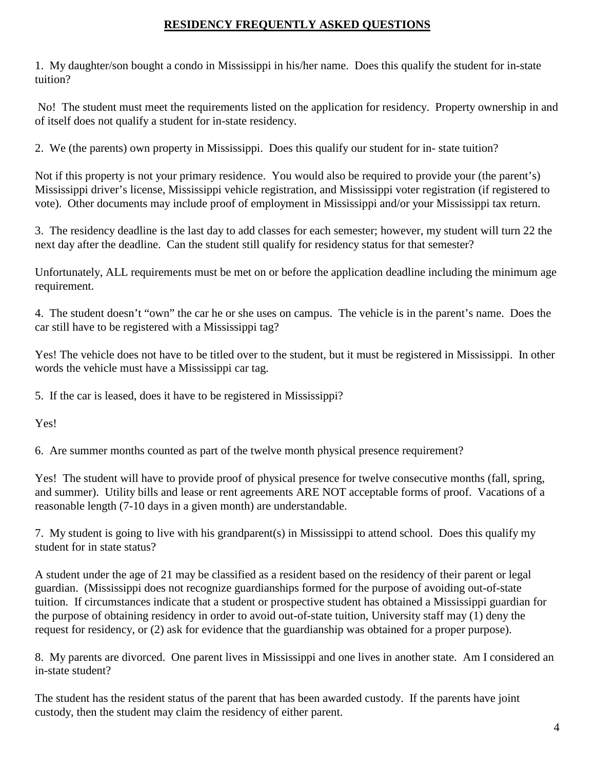# **RESIDENCY FREQUENTLY ASKED QUESTIONS**

1. My daughter/son bought a condo in Mississippi in his/her name. Does this qualify the student for in-state tuition?

No! The student must meet the requirements listed on the application for residency. Property ownership in and of itself does not qualify a student for in-state residency.

2. We (the parents) own property in Mississippi. Does this qualify our student for in- state tuition?

Not if this property is not your primary residence. You would also be required to provide your (the parent's) Mississippi driver's license, Mississippi vehicle registration, and Mississippi voter registration (if registered to vote). Other documents may include proof of employment in Mississippi and/or your Mississippi tax return.

3. The residency deadline is the last day to add classes for each semester; however, my student will turn 22 the next day after the deadline. Can the student still qualify for residency status for that semester?

Unfortunately, ALL requirements must be met on or before the application deadline including the minimum age requirement.

4. The student doesn't "own" the car he or she uses on campus. The vehicle is in the parent's name. Does the car still have to be registered with a Mississippi tag?

Yes! The vehicle does not have to be titled over to the student, but it must be registered in Mississippi. In other words the vehicle must have a Mississippi car tag.

5. If the car is leased, does it have to be registered in Mississippi?

Yes!

6. Are summer months counted as part of the twelve month physical presence requirement?

Yes! The student will have to provide proof of physical presence for twelve consecutive months (fall, spring, and summer). Utility bills and lease or rent agreements ARE NOT acceptable forms of proof. Vacations of a reasonable length (7-10 days in a given month) are understandable.

7. My student is going to live with his grandparent(s) in Mississippi to attend school. Does this qualify my student for in state status?

A student under the age of 21 may be classified as a resident based on the residency of their parent or legal guardian. (Mississippi does not recognize guardianships formed for the purpose of avoiding out-of-state tuition. If circumstances indicate that a student or prospective student has obtained a Mississippi guardian for the purpose of obtaining residency in order to avoid out-of-state tuition, University staff may (1) deny the request for residency, or (2) ask for evidence that the guardianship was obtained for a proper purpose).

8. My parents are divorced. One parent lives in Mississippi and one lives in another state. Am I considered an in-state student?

The student has the resident status of the parent that has been awarded custody. If the parents have joint custody, then the student may claim the residency of either parent.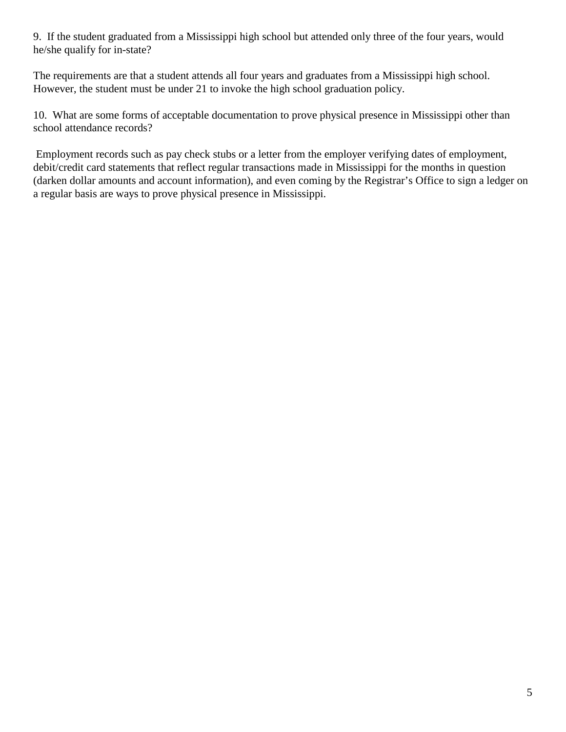9. If the student graduated from a Mississippi high school but attended only three of the four years, would he/she qualify for in-state?

The requirements are that a student attends all four years and graduates from a Mississippi high school. However, the student must be under 21 to invoke the high school graduation policy.

10. What are some forms of acceptable documentation to prove physical presence in Mississippi other than school attendance records?

Employment records such as pay check stubs or a letter from the employer verifying dates of employment, debit/credit card statements that reflect regular transactions made in Mississippi for the months in question (darken dollar amounts and account information), and even coming by the Registrar's Office to sign a ledger on a regular basis are ways to prove physical presence in Mississippi.